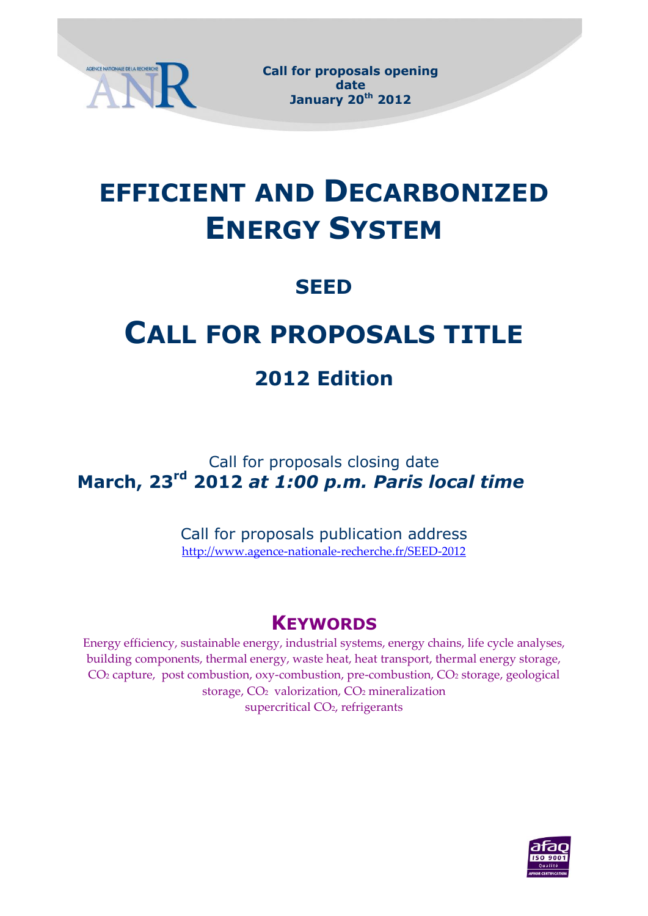**Call for proposals opening date**
**January 20th 2012**

# EFFICIENT AND DECARBONIZED ENERGY SYSTEM

## SEED

# CALL FOR PROPOSALS TITLE

## 2012 Edition

Call for proposals closing date
**March, 23rd 2012** ***at 1:00 p.m. Paris local time***

Call for proposals publication address
http://www.agence-nationale-recherche.fr/SEED-2012

## KEYWORDS

Energy efficiency, sustainable energy, industrial systems, energy chains, life cycle analyses, building components, thermal energy, waste heat, heat transport, thermal energy storage, $CO_2$ capture, post combustion, oxy-combustion, pre-combustion, $CO_2$ storage, geological storage, $CO_2$ valorization, $CO_2$ mineralization
supercritical $CO_2$, refrigerants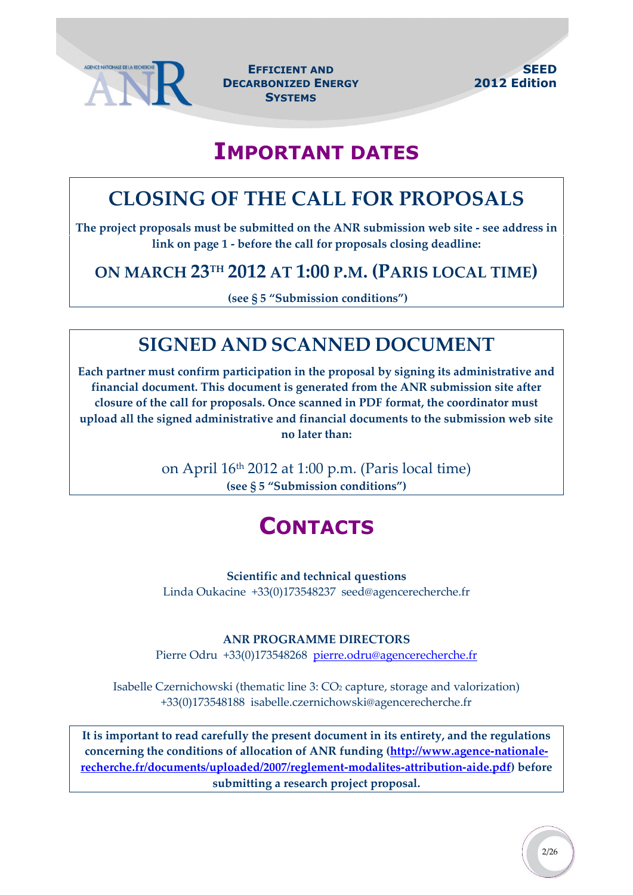# IMPORTANT DATES

## CLOSING OF THE CALL FOR PROPOSALS

**The project proposals must be submitted on the ANR submission web site - see address in link on page 1 - before the call for proposals closing deadline:**

### ON MARCH 23TH 2012 AT 1:00 P.M. (PARIS LOCAL TIME)

**(see § 5 "Submission conditions")**

## SIGNED AND SCANNED DOCUMENT

**Each partner must confirm participation in the proposal by signing its administrative and financial document. This document is generated from the ANR submission site after closure of the call for proposals. Once scanned in PDF format, the coordinator must upload all the signed administrative and financial documents to the submission web site no later than:**

on April 16th 2012 at 1:00 p.m. (Paris local time)
**(see § 5 "Submission conditions")**

# CONTACTS

**Scientific and technical questions**
Linda Oukacine +33(0)173548237 seed@agencerecherche.fr

**ANR PROGRAMME DIRECTORS**
Pierre Odru +33(0)173548268 pierre.odru@agencerecherche.fr

Isabelle Czernichowski (thematic line 3: $CO_2$ capture, storage and valorization)
+33(0)173548188 isabelle.czernichowski@agencerecherche.fr

**It is important to read carefully the present document in its entirety, and the regulations concerning the conditions of allocation of ANR funding (http://www.agence-nationale-recherche.fr/documents/uploaded/2007/reglement-modalites-attribution-aide.pdf) before submitting a research project proposal.**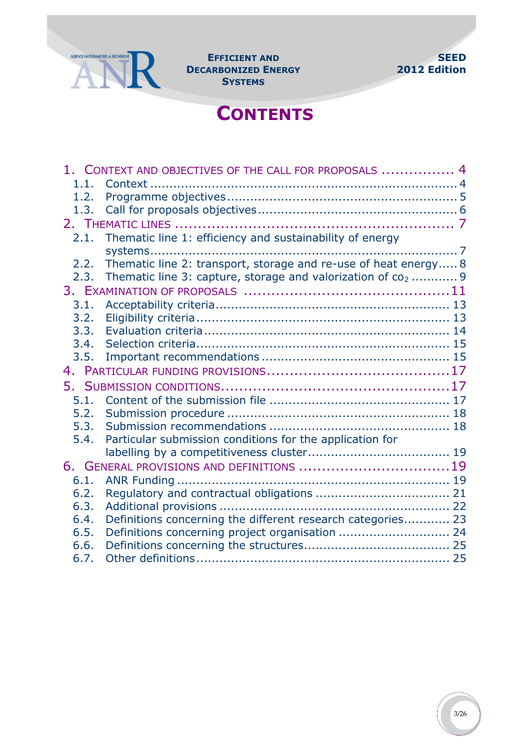# CONTENTS

1. CONTEXT AND OBJECTIVES OF THE CALL FOR PROPOSALS ................ 4
   - 1.1. Context ................................................................................ 4
   - 1.2. Programme objectives ........................................................... 5
   - 1.3. Call for proposals objectives .................................................. 6
2. THEMATIC LINES ............................................................. 7
   - 2.1. Thematic line 1: efficiency and sustainability of energy systems ....................................................................................... 7
   - 2.2. Thematic line 2: transport, storage and re-use of heat energy..... 8
   - 2.3. Thematic line 3: capture, storage and valorization of $co_2$ ........... 9
3. EXAMINATION OF PROPOSALS ............................................ 11
   - 3.1. Acceptability criteria ............................................................ 13
   - 3.2. Eligibility criteria ................................................................. 13
   - 3.3. Evaluation criteria ................................................................ 14
   - 3.4. Selection criteria .................................................................. 15
   - 3.5. Important recommendations ................................................. 15
4. PARTICULAR FUNDING PROVISIONS....................................... 17
5. SUBMISSION CONDITIONS................................................. 17
   - 5.1. Content of the submission file ............................................... 17
   - 5.2. Submission procedure .......................................................... 18
   - 5.3. Submission recommendations ............................................... 18
   - 5.4. Particular submission conditions for the application for labelling by a competitiveness cluster..................................... 19
6. GENERAL PROVISIONS AND DEFINITIONS ................................ 19
   - 6.1. ANR Funding ....................................................................... 19
   - 6.2. Regulatory and contractual obligations ................................... 21
   - 6.3. Additional provisions ............................................................ 22
   - 6.4. Definitions concerning the different research categories............ 23
   - 6.5. Definitions concerning project organisation ............................. 24
   - 6.6. Definitions concerning the structures...................................... 25
   - 6.7. Other definitions .................................................................. 25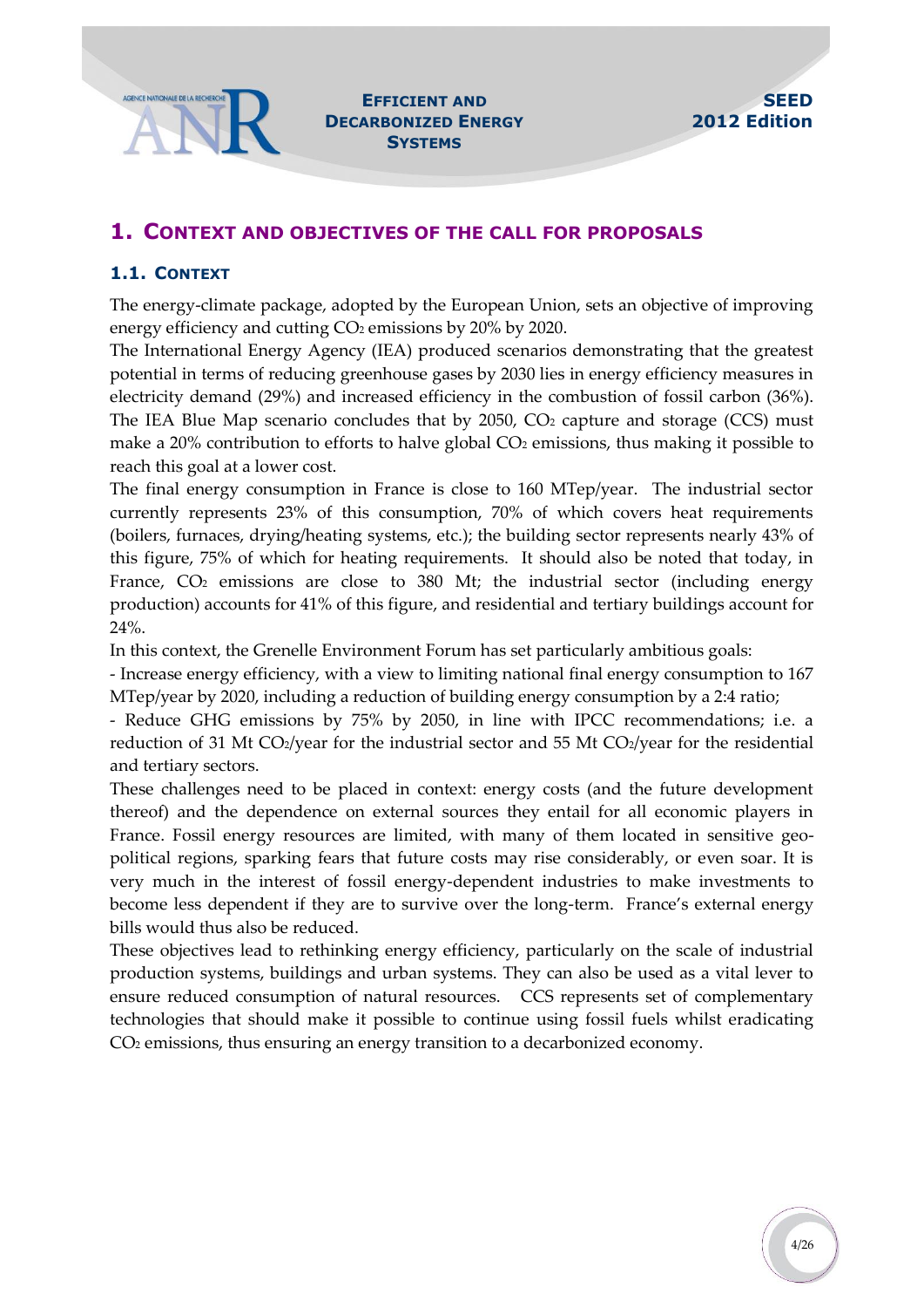# 1. Context and objectives of the call for proposals

## 1.1. Context

The energy-climate package, adopted by the European Union, sets an objective of improving energy efficiency and cutting $CO_2$ emissions by 20% by 2020.

The International Energy Agency (IEA) produced scenarios demonstrating that the greatest potential in terms of reducing greenhouse gases by 2030 lies in energy efficiency measures in electricity demand (29%) and increased efficiency in the combustion of fossil carbon (36%). The IEA Blue Map scenario concludes that by 2050, $CO_2$ capture and storage (CCS) must make a 20% contribution to efforts to halve global $CO_2$ emissions, thus making it possible to reach this goal at a lower cost.

The final energy consumption in France is close to 160 MTep/year. The industrial sector currently represents 23% of this consumption, 70% of which covers heat requirements (boilers, furnaces, drying/heating systems, etc.); the building sector represents nearly 43% of this figure, 75% of which for heating requirements. It should also be noted that today, in France, $CO_2$ emissions are close to 380 Mt; the industrial sector (including energy production) accounts for 41% of this figure, and residential and tertiary buildings account for 24%.

In this context, the Grenelle Environment Forum has set particularly ambitious goals:

- Increase energy efficiency, with a view to limiting national final energy consumption to 167 MTep/year by 2020, including a reduction of building energy consumption by a 2:4 ratio;
- Reduce GHG emissions by 75% by 2050, in line with IPCC recommendations; i.e. a reduction of 31 Mt $CO_2$/year for the industrial sector and 55 Mt $CO_2$/year for the residential and tertiary sectors.

These challenges need to be placed in context: energy costs (and the future development thereof) and the dependence on external sources they entail for all economic players in France. Fossil energy resources are limited, with many of them located in sensitive geo-political regions, sparking fears that future costs may rise considerably, or even soar. It is very much in the interest of fossil energy-dependent industries to make investments to become less dependent if they are to survive over the long-term. France's external energy bills would thus also be reduced.

These objectives lead to rethinking energy efficiency, particularly on the scale of industrial production systems, buildings and urban systems. They can also be used as a vital lever to ensure reduced consumption of natural resources. CCS represents set of complementary technologies that should make it possible to continue using fossil fuels whilst eradicating $CO_2$ emissions, thus ensuring an energy transition to a decarbonized economy.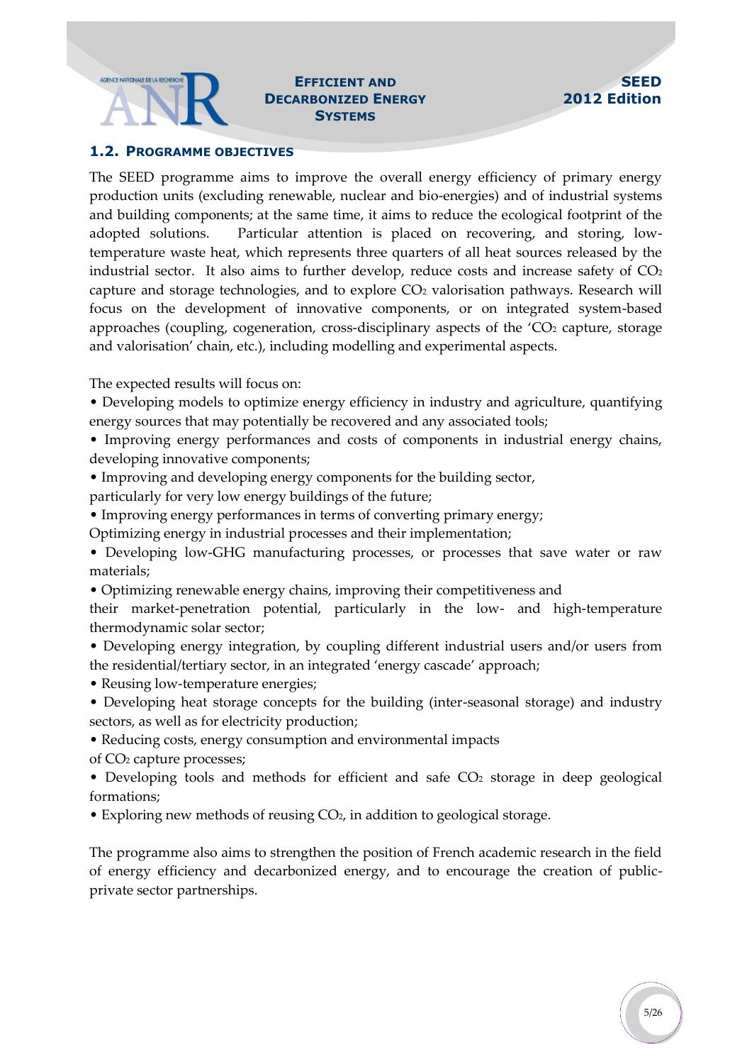## 1.2. PROGRAMME OBJECTIVES

The SEED programme aims to improve the overall energy efficiency of primary energy production units (excluding renewable, nuclear and bio-energies) and of industrial systems and building components; at the same time, it aims to reduce the ecological footprint of the adopted solutions. Particular attention is placed on recovering, and storing, low-temperature waste heat, which represents three quarters of all heat sources released by the industrial sector. It also aims to further develop, reduce costs and increase safety of $CO_2$ capture and storage technologies, and to explore $CO_2$ valorisation pathways. Research will focus on the development of innovative components, or on integrated system-based approaches (coupling, cogeneration, cross-disciplinary aspects of the '$CO_2$ capture, storage and valorisation' chain, etc.), including modelling and experimental aspects.

The expected results will focus on:

- Developing models to optimize energy efficiency in industry and agriculture, quantifying energy sources that may potentially be recovered and any associated tools;
- Improving energy performances and costs of components in industrial energy chains, developing innovative components;
- Improving and developing energy components for the building sector, particularly for very low energy buildings of the future;
- Improving energy performances in terms of converting primary energy; Optimizing energy in industrial processes and their implementation;
- Developing low-GHG manufacturing processes, or processes that save water or raw materials;
- Optimizing renewable energy chains, improving their competitiveness and their market-penetration potential, particularly in the low- and high-temperature thermodynamic solar sector;
- Developing energy integration, by coupling different industrial users and/or users from the residential/tertiary sector, in an integrated 'energy cascade' approach;
- Reusing low-temperature energies;
- Developing heat storage concepts for the building (inter-seasonal storage) and industry sectors, as well as for electricity production;
- Reducing costs, energy consumption and environmental impacts of $CO_2$ capture processes;
- Developing tools and methods for efficient and safe $CO_2$ storage in deep geological formations;
- Exploring new methods of reusing $CO_2$, in addition to geological storage.

The programme also aims to strengthen the position of French academic research in the field of energy efficiency and decarbonized energy, and to encourage the creation of public-private sector partnerships.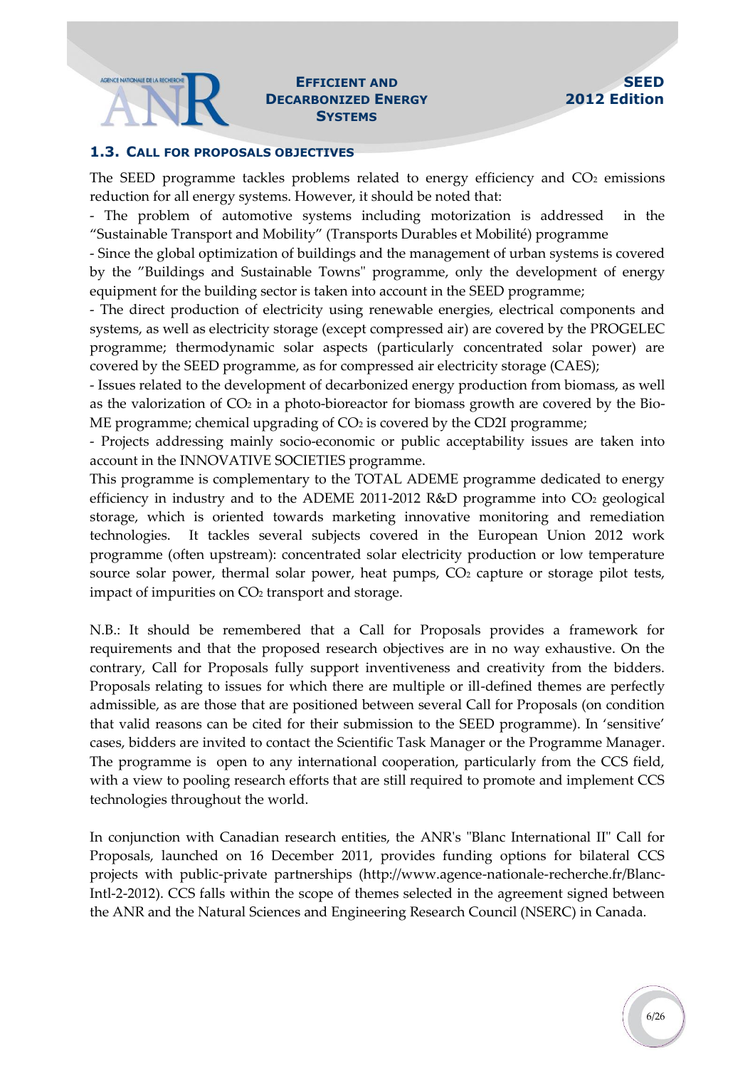### 1.3. Call for proposals objectives

The SEED programme tackles problems related to energy efficiency and $CO_2$ emissions reduction for all energy systems. However, it should be noted that:

- The problem of automotive systems including motorization is addressed in the “Sustainable Transport and Mobility” (Transports Durables et Mobilité) programme
- Since the global optimization of buildings and the management of urban systems is covered by the ”Buildings and Sustainable Towns" programme, only the development of energy equipment for the building sector is taken into account in the SEED programme;
- The direct production of electricity using renewable energies, electrical components and systems, as well as electricity storage (except compressed air) are covered by the PROGELEC programme; thermodynamic solar aspects (particularly concentrated solar power) are covered by the SEED programme, as for compressed air electricity storage (CAES);
- Issues related to the development of decarbonized energy production from biomass, as well as the valorization of $CO_2$ in a photo-bioreactor for biomass growth are covered by the Bio-ME programme; chemical upgrading of $CO_2$ is covered by the CD2I programme;
- Projects addressing mainly socio-economic or public acceptability issues are taken into account in the INNOVATIVE SOCIETIES programme.

This programme is complementary to the TOTAL ADEME programme dedicated to energy efficiency in industry and to the ADEME 2011-2012 R&D programme into $CO_2$ geological storage, which is oriented towards marketing innovative monitoring and remediation technologies. It tackles several subjects covered in the European Union 2012 work programme (often upstream): concentrated solar electricity production or low temperature source solar power, thermal solar power, heat pumps, $CO_2$ capture or storage pilot tests, impact of impurities on $CO_2$ transport and storage.

N.B.: It should be remembered that a Call for Proposals provides a framework for requirements and that the proposed research objectives are in no way exhaustive. On the contrary, Call for Proposals fully support inventiveness and creativity from the bidders. Proposals relating to issues for which there are multiple or ill-defined themes are perfectly admissible, as are those that are positioned between several Call for Proposals (on condition that valid reasons can be cited for their submission to the SEED programme). In ‘sensitive’ cases, bidders are invited to contact the Scientific Task Manager or the Programme Manager. The programme is open to any international cooperation, particularly from the CCS field, with a view to pooling research efforts that are still required to promote and implement CCS technologies throughout the world.

In conjunction with Canadian research entities, the ANR's "Blanc International II" Call for Proposals, launched on 16 December 2011, provides funding options for bilateral CCS projects with public-private partnerships (http://www.agence-nationale-recherche.fr/Blanc-Intl-2-2012). CCS falls within the scope of themes selected in the agreement signed between the ANR and the Natural Sciences and Engineering Research Council (NSERC) in Canada.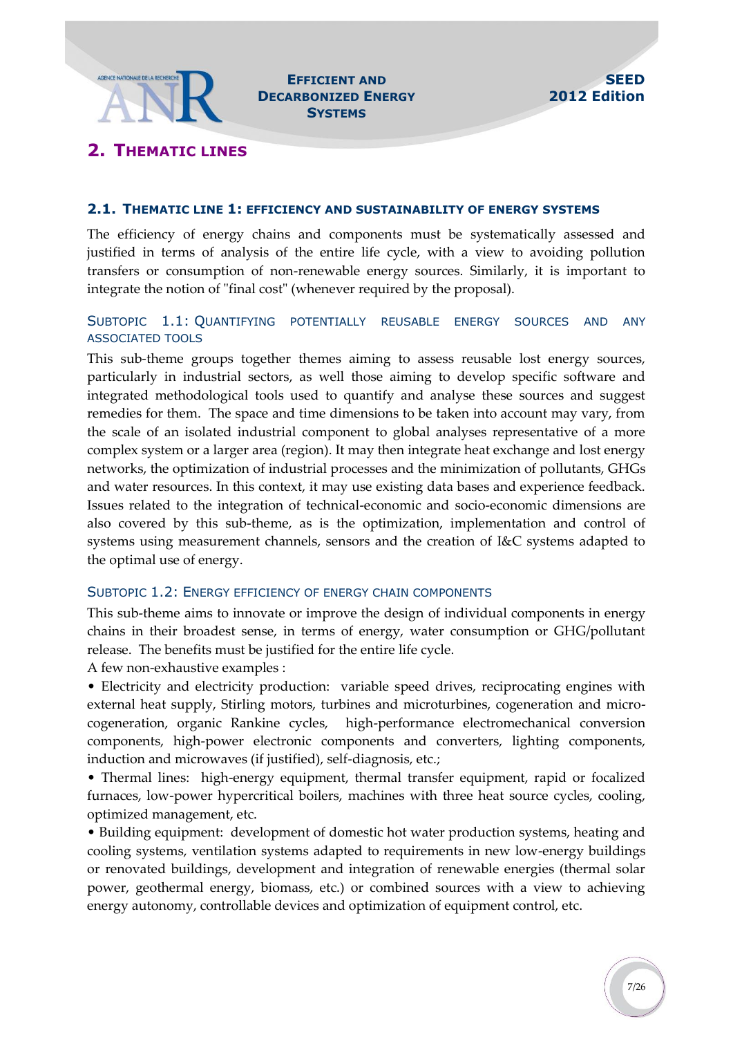## 2. Thematic lines

### 2.1. Thematic line 1: efficiency and sustainability of energy systems

The efficiency of energy chains and components must be systematically assessed and justified in terms of analysis of the entire life cycle, with a view to avoiding pollution transfers or consumption of non-renewable energy sources. Similarly, it is important to integrate the notion of "final cost" (whenever required by the proposal).

#### Subtopic 1.1: Quantifying potentially reusable energy sources and any associated tools

This sub-theme groups together themes aiming to assess reusable lost energy sources, particularly in industrial sectors, as well those aiming to develop specific software and integrated methodological tools used to quantify and analyse these sources and suggest remedies for them. The space and time dimensions to be taken into account may vary, from the scale of an isolated industrial component to global analyses representative of a more complex system or a larger area (region). It may then integrate heat exchange and lost energy networks, the optimization of industrial processes and the minimization of pollutants, GHGs and water resources. In this context, it may use existing data bases and experience feedback. Issues related to the integration of technical-economic and socio-economic dimensions are also covered by this sub-theme, as is the optimization, implementation and control of systems using measurement channels, sensors and the creation of I&C systems adapted to the optimal use of energy.

#### Subtopic 1.2: Energy efficiency of energy chain components

This sub-theme aims to innovate or improve the design of individual components in energy chains in their broadest sense, in terms of energy, water consumption or GHG/pollutant release. The benefits must be justified for the entire life cycle.

A few non-exhaustive examples :

- Electricity and electricity production: variable speed drives, reciprocating engines with external heat supply, Stirling motors, turbines and microturbines, cogeneration and micro-cogeneration, organic Rankine cycles, high-performance electromechanical conversion components, high-power electronic components and converters, lighting components, induction and microwaves (if justified), self-diagnosis, etc.;
- Thermal lines: high-energy equipment, thermal transfer equipment, rapid or focalized furnaces, low-power hypercritical boilers, machines with three heat source cycles, cooling, optimized management, etc.
- Building equipment: development of domestic hot water production systems, heating and cooling systems, ventilation systems adapted to requirements in new low-energy buildings or renovated buildings, development and integration of renewable energies (thermal solar power, geothermal energy, biomass, etc.) or combined sources with a view to achieving energy autonomy, controllable devices and optimization of equipment control, etc.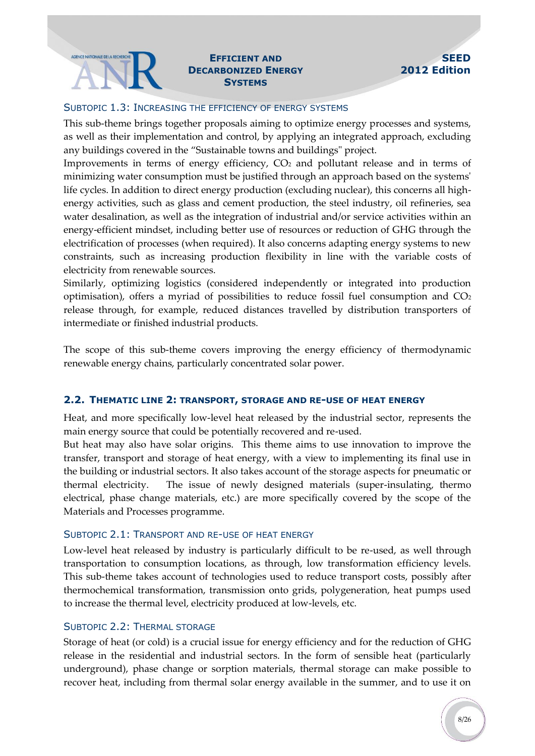### Subtopic 1.3: Increasing the efficiency of energy systems

This sub-theme brings together proposals aiming to optimize energy processes and systems, as well as their implementation and control, by applying an integrated approach, excluding any buildings covered in the "Sustainable towns and buildings" project.

Improvements in terms of energy efficiency, $CO_2$ and pollutant release and in terms of minimizing water consumption must be justified through an approach based on the systems' life cycles. In addition to direct energy production (excluding nuclear), this concerns all high-energy activities, such as glass and cement production, the steel industry, oil refineries, sea water desalination, as well as the integration of industrial and/or service activities within an energy-efficient mindset, including better use of resources or reduction of GHG through the electrification of processes (when required). It also concerns adapting energy systems to new constraints, such as increasing production flexibility in line with the variable costs of electricity from renewable sources.

Similarly, optimizing logistics (considered independently or integrated into production optimisation), offers a myriad of possibilities to reduce fossil fuel consumption and $CO_2$ release through, for example, reduced distances travelled by distribution transporters of intermediate or finished industrial products.

The scope of this sub-theme covers improving the energy efficiency of thermodynamic renewable energy chains, particularly concentrated solar power.

## 2.2. Thematic line 2: transport, storage and re-use of heat energy

Heat, and more specifically low-level heat released by the industrial sector, represents the main energy source that could be potentially recovered and re-used.

But heat may also have solar origins. This theme aims to use innovation to improve the transfer, transport and storage of heat energy, with a view to implementing its final use in the building or industrial sectors. It also takes account of the storage aspects for pneumatic or thermal electricity. The issue of newly designed materials (super-insulating, thermo electrical, phase change materials, etc.) are more specifically covered by the scope of the Materials and Processes programme.

### Subtopic 2.1: Transport and re-use of heat energy

Low-level heat released by industry is particularly difficult to be re-used, as well through transportation to consumption locations, as through, low transformation efficiency levels. This sub-theme takes account of technologies used to reduce transport costs, possibly after thermochemical transformation, transmission onto grids, polygeneration, heat pumps used to increase the thermal level, electricity produced at low-levels, etc.

### Subtopic 2.2: Thermal storage

Storage of heat (or cold) is a crucial issue for energy efficiency and for the reduction of GHG release in the residential and industrial sectors. In the form of sensible heat (particularly underground), phase change or sorption materials, thermal storage can make possible to recover heat, including from thermal solar energy available in the summer, and to use it on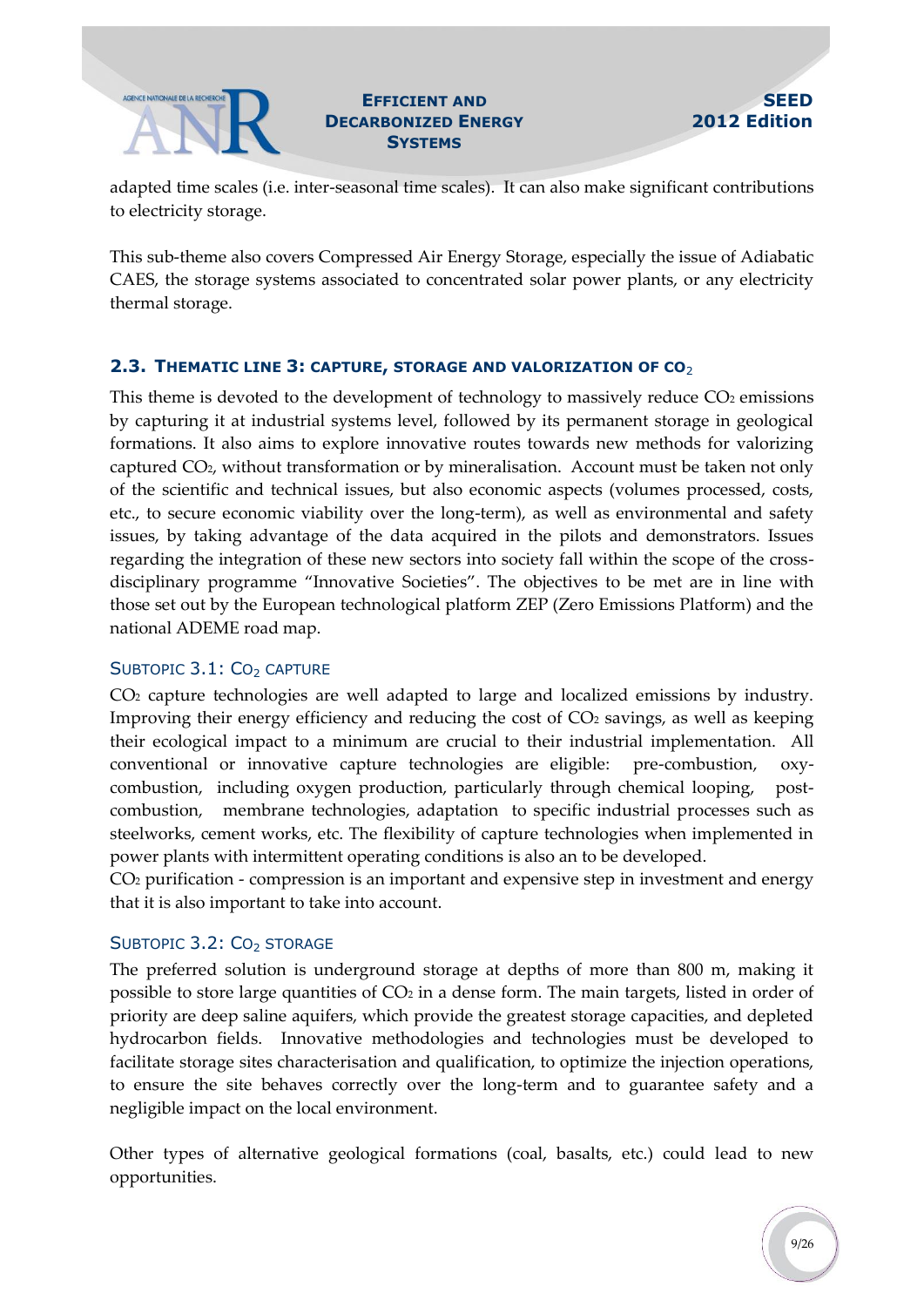adapted time scales (i.e. inter-seasonal time scales). It can also make significant contributions to electricity storage.

This sub-theme also covers Compressed Air Energy Storage, especially the issue of Adiabatic CAES, the storage systems associated to concentrated solar power plants, or any electricity thermal storage.

## 2.3. THEMATIC LINE 3: CAPTURE, STORAGE AND VALORIZATION OF $CO_2$

This theme is devoted to the development of technology to massively reduce $CO_2$ emissions by capturing it at industrial systems level, followed by its permanent storage in geological formations. It also aims to explore innovative routes towards new methods for valorizing captured $CO_2$, without transformation or by mineralisation. Account must be taken not only of the scientific and technical issues, but also economic aspects (volumes processed, costs, etc., to secure economic viability over the long-term), as well as environmental and safety issues, by taking advantage of the data acquired in the pilots and demonstrators. Issues regarding the integration of these new sectors into society fall within the scope of the cross-disciplinary programme "Innovative Societies". The objectives to be met are in line with those set out by the European technological platform ZEP (Zero Emissions Platform) and the national ADEME road map.

### SUBTOPIC 3.1: $CO_2$ CAPTURE

$CO_2$ capture technologies are well adapted to large and localized emissions by industry. Improving their energy efficiency and reducing the cost of $CO_2$ savings, as well as keeping their ecological impact to a minimum are crucial to their industrial implementation. All conventional or innovative capture technologies are eligible: pre-combustion, oxy-combustion, including oxygen production, particularly through chemical looping, post-combustion, membrane technologies, adaptation to specific industrial processes such as steelworks, cement works, etc. The flexibility of capture technologies when implemented in power plants with intermittent operating conditions is also an to be developed.

$CO_2$ purification - compression is an important and expensive step in investment and energy that it is also important to take into account.

### SUBTOPIC 3.2: $CO_2$ STORAGE

The preferred solution is underground storage at depths of more than 800 m, making it possible to store large quantities of $CO_2$ in a dense form. The main targets, listed in order of priority are deep saline aquifers, which provide the greatest storage capacities, and depleted hydrocarbon fields. Innovative methodologies and technologies must be developed to facilitate storage sites characterisation and qualification, to optimize the injection operations, to ensure the site behaves correctly over the long-term and to guarantee safety and a negligible impact on the local environment.

Other types of alternative geological formations (coal, basalts, etc.) could lead to new opportunities.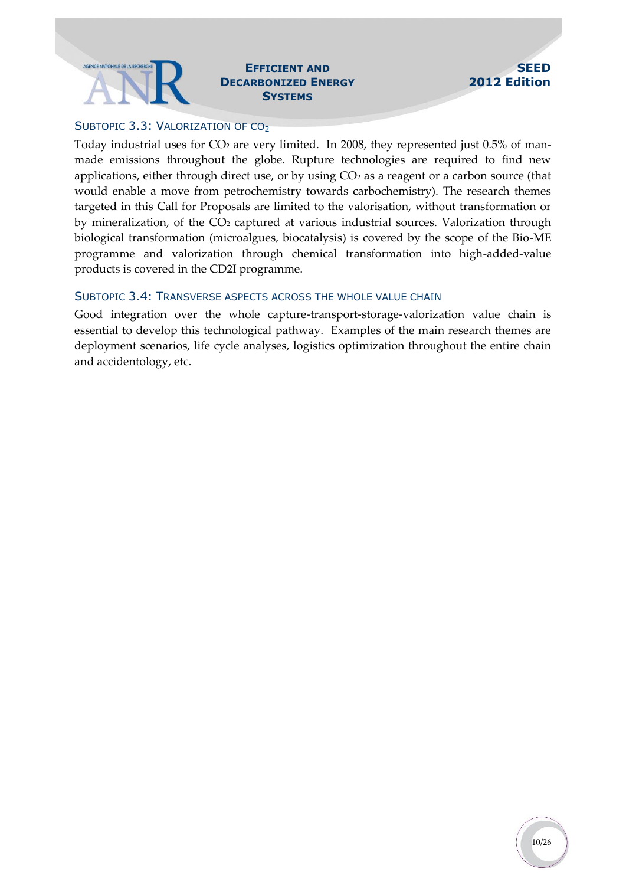### Subtopic 3.3: Valorization of $CO_2$

Today industrial uses for $CO_2$ are very limited. In 2008, they represented just 0.5% of man-made emissions throughout the globe. Rupture technologies are required to find new applications, either through direct use, or by using $CO_2$ as a reagent or a carbon source (that would enable a move from petrochemistry towards carbochemistry). The research themes targeted in this Call for Proposals are limited to the valorisation, without transformation or by mineralization, of the $CO_2$ captured at various industrial sources. Valorization through biological transformation (microalgues, biocatalysis) is covered by the scope of the Bio-ME programme and valorization through chemical transformation into high-added-value products is covered in the CD2I programme.

### Subtopic 3.4: Transverse aspects across the whole value chain

Good integration over the whole capture-transport-storage-valorization value chain is essential to develop this technological pathway. Examples of the main research themes are deployment scenarios, life cycle analyses, logistics optimization throughout the entire chain and accidentology, etc.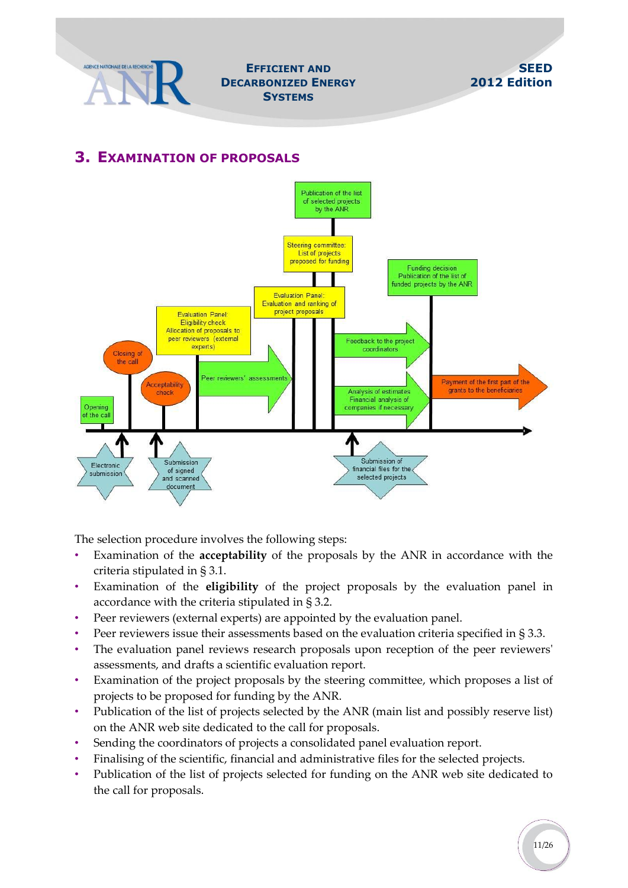## 3. Examination of proposals

Publication of the list of selected projects by the ANR

Steering committee: List of projects proposed for funding

Funding decision Publication of the list of funded projects by the ANR

Evaluation Panel: Evaluation and ranking of project proposals

Evaluation Panel: Eligibility check Allocation of proposals to peer reviewers (external experts)

Closing of the call

Feedback to the project coordinators

Peer reviewers' assessments

Acceptability check

Payment of the first part of the grants to the beneficiaries

Analysis of estimates Financial analysis of companies if necessary

Opening of the call

Electronic submission

Submission of signed and scanned document

Submission of financial files for the selected projects

The selection procedure involves the following steps:

- Examination of the **acceptability** of the proposals by the ANR in accordance with the criteria stipulated in § 3.1.
- Examination of the **eligibility** of the project proposals by the evaluation panel in accordance with the criteria stipulated in § 3.2.
- Peer reviewers (external experts) are appointed by the evaluation panel.
- Peer reviewers issue their assessments based on the evaluation criteria specified in § 3.3.
- The evaluation panel reviews research proposals upon reception of the peer reviewers' assessments, and drafts a scientific evaluation report.
- Examination of the project proposals by the steering committee, which proposes a list of projects to be proposed for funding by the ANR.
- Publication of the list of projects selected by the ANR (main list and possibly reserve list) on the ANR web site dedicated to the call for proposals.
- Sending the coordinators of projects a consolidated panel evaluation report.
- Finalising of the scientific, financial and administrative files for the selected projects.
- Publication of the list of projects selected for funding on the ANR web site dedicated to the call for proposals.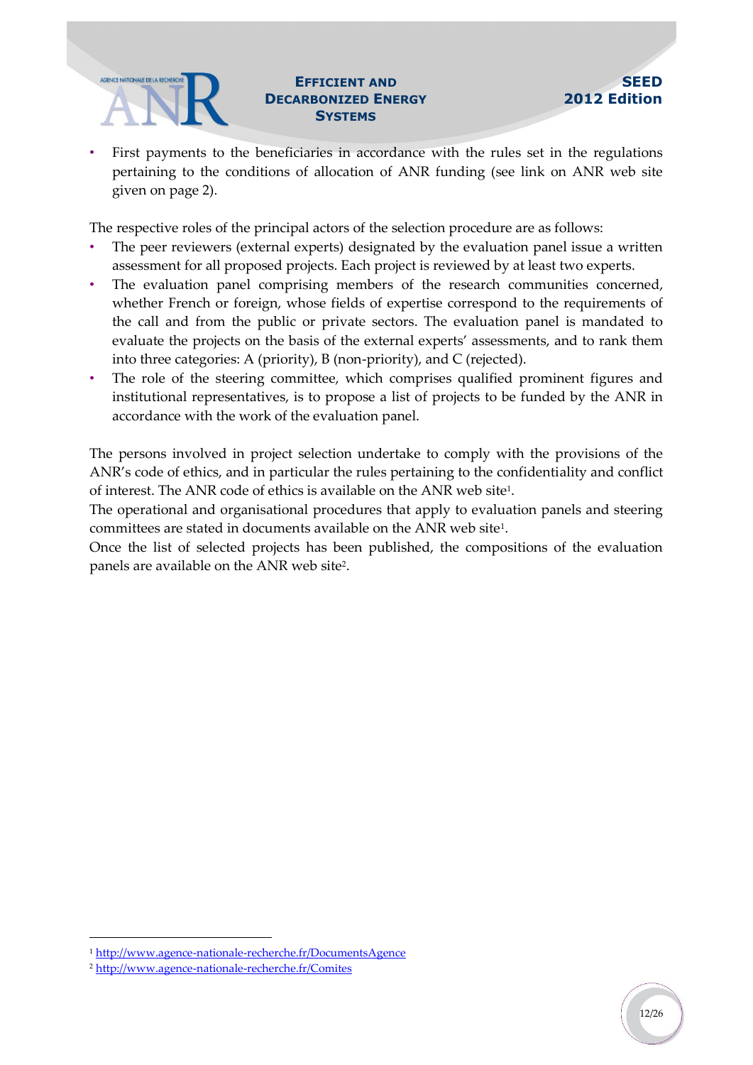- First payments to the beneficiaries in accordance with the rules set in the regulations pertaining to the conditions of allocation of ANR funding (see link on ANR web site given on page 2).

The respective roles of the principal actors of the selection procedure are as follows:

- The peer reviewers (external experts) designated by the evaluation panel issue a written assessment for all proposed projects. Each project is reviewed by at least two experts.
- The evaluation panel comprising members of the research communities concerned, whether French or foreign, whose fields of expertise correspond to the requirements of the call and from the public or private sectors. The evaluation panel is mandated to evaluate the projects on the basis of the external experts' assessments, and to rank them into three categories: A (priority), B (non-priority), and C (rejected).
- The role of the steering committee, which comprises qualified prominent figures and institutional representatives, is to propose a list of projects to be funded by the ANR in accordance with the work of the evaluation panel.

The persons involved in project selection undertake to comply with the provisions of the ANR's code of ethics, and in particular the rules pertaining to the confidentiality and conflict of interest. The ANR code of ethics is available on the ANR web site[1].

The operational and organisational procedures that apply to evaluation panels and steering committees are stated in documents available on the ANR web site[1].

Once the list of selected projects has been published, the compositions of the evaluation panels are available on the ANR web site[2].

[1] http://www.agence-nationale-recherche.fr/DocumentsAgence

[2] http://www.agence-nationale-recherche.fr/Comites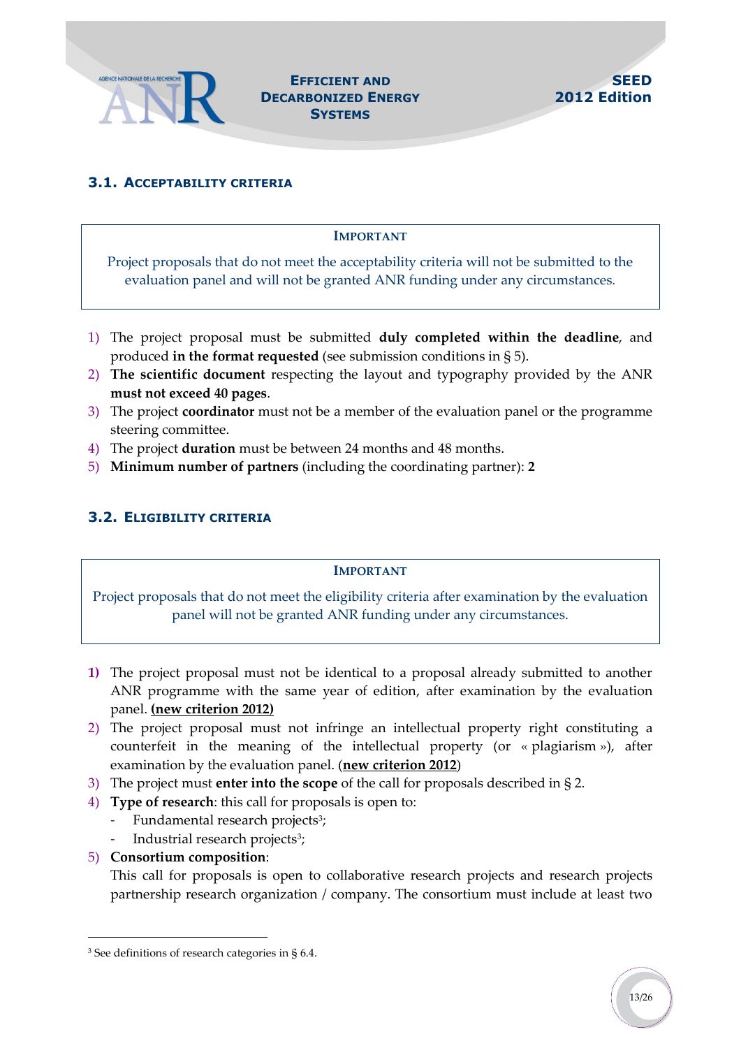### 3.1. Acceptability criteria

> **IMPORTANT**
>
> Project proposals that do not meet the acceptability criteria will not be submitted to the evaluation panel and will not be granted ANR funding under any circumstances.

1) The project proposal must be submitted **duly completed within the deadline**, and produced **in the format requested** (see submission conditions in § 5).
2) **The scientific document** respecting the layout and typography provided by the ANR **must not exceed 40 pages**.
3) The project **coordinator** must not be a member of the evaluation panel or the programme steering committee.
4) The project **duration** must be between 24 months and 48 months.
5) **Minimum number of partners** (including the coordinating partner): **2**

### 3.2. Eligibility criteria

> **IMPORTANT**
>
> Project proposals that do not meet the eligibility criteria after examination by the evaluation panel will not be granted ANR funding under any circumstances.

1) The project proposal must not be identical to a proposal already submitted to another ANR programme with the same year of edition, after examination by the evaluation panel. **(new criterion 2012)**
2) The project proposal must not infringe an intellectual property right constituting a counterfeit in the meaning of the intellectual property (or « plagiarism »), after examination by the evaluation panel. (**new criterion 2012**)
3) The project must **enter into the scope** of the call for proposals described in § 2.
4) **Type of research**: this call for proposals is open to:
   - Fundamental research projects[3];
   - Industrial research projects[3];
5) **Consortium composition**:
   This call for proposals is open to collaborative research projects and research projects partnership research organization / company. The consortium must include at least two

[3] See definitions of research categories in § 6.4.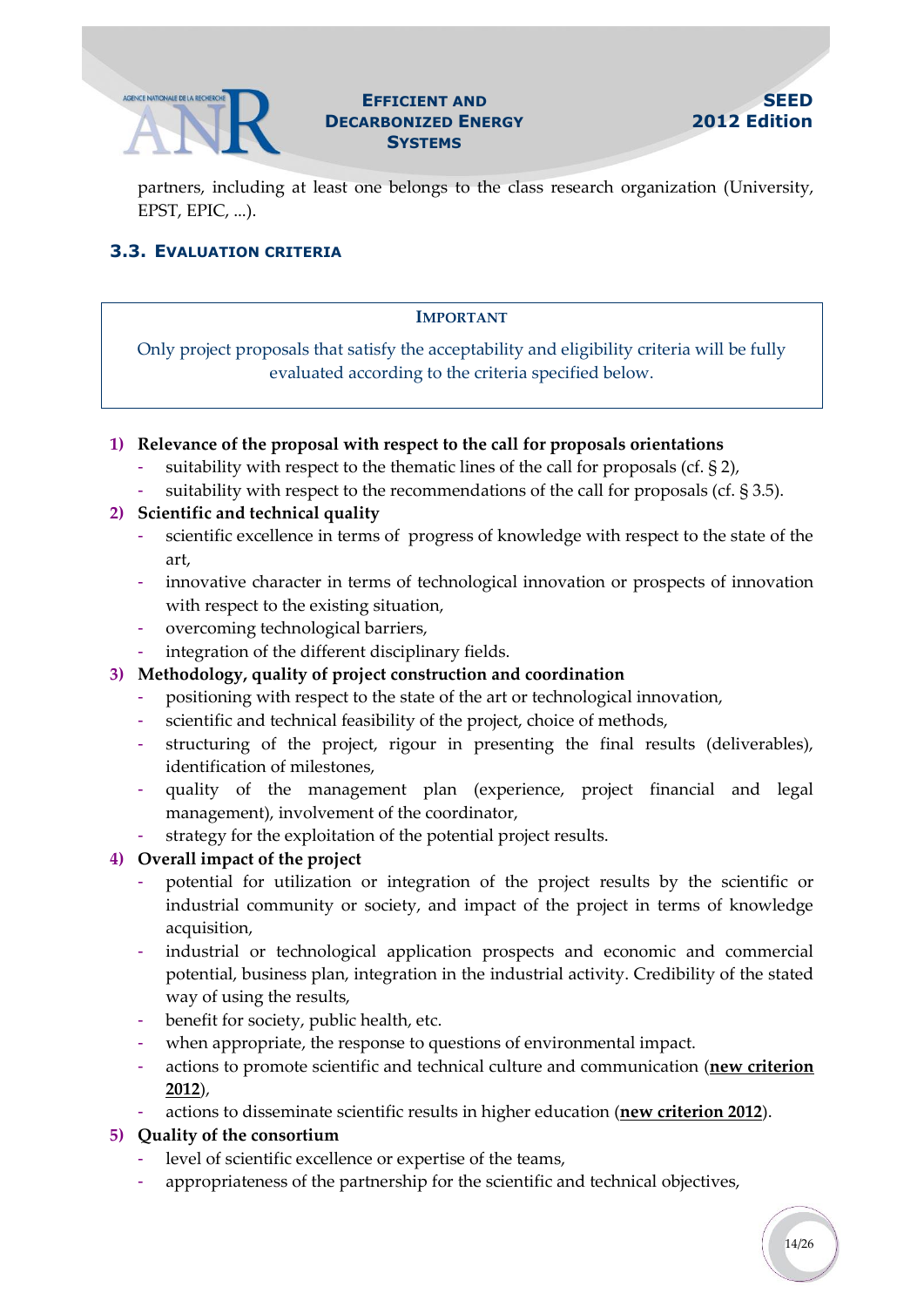partners, including at least one belongs to the class research organization (University, EPST, EPIC, ...).

### 3.3. Evaluation criteria

> **IMPORTANT**
>
> Only project proposals that satisfy the acceptability and eligibility criteria will be fully evaluated according to the criteria specified below.

1) **Relevance of the proposal with respect to the call for proposals orientations**
   - suitability with respect to the thematic lines of the call for proposals (cf. § 2),
   - suitability with respect to the recommendations of the call for proposals (cf. § 3.5).
2) **Scientific and technical quality**
   - scientific excellence in terms of progress of knowledge with respect to the state of the art,
   - innovative character in terms of technological innovation or prospects of innovation with respect to the existing situation,
   - overcoming technological barriers,
   - integration of the different disciplinary fields.
3) **Methodology, quality of project construction and coordination**
   - positioning with respect to the state of the art or technological innovation,
   - scientific and technical feasibility of the project, choice of methods,
   - structuring of the project, rigour in presenting the final results (deliverables), identification of milestones,
   - quality of the management plan (experience, project financial and legal management), involvement of the coordinator,
   - strategy for the exploitation of the potential project results.
4) **Overall impact of the project**
   - potential for utilization or integration of the project results by the scientific or industrial community or society, and impact of the project in terms of knowledge acquisition,
   - industrial or technological application prospects and economic and commercial potential, business plan, integration in the industrial activity. Credibility of the stated way of using the results,
   - benefit for society, public health, etc.
   - when appropriate, the response to questions of environmental impact.
   - actions to promote scientific and technical culture and communication (**new criterion 2012**),
   - actions to disseminate scientific results in higher education (**new criterion 2012**).
5) **Quality of the consortium**
   - level of scientific excellence or expertise of the teams,
   - appropriateness of the partnership for the scientific and technical objectives,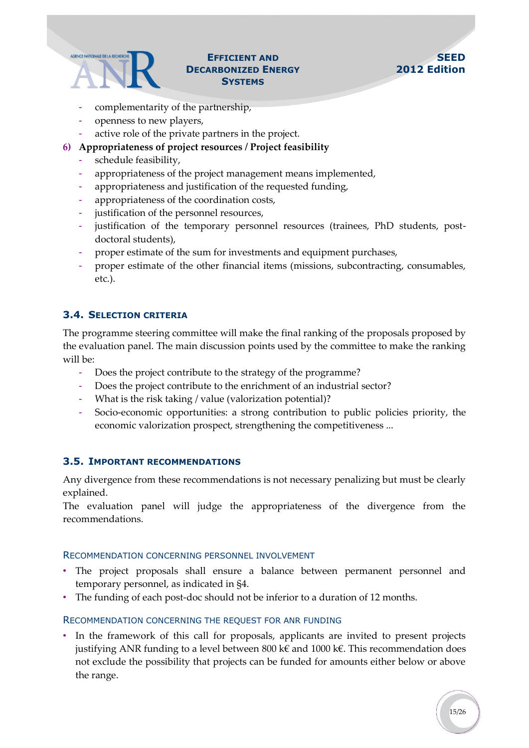- complementarity of the partnership,
- openness to new players,
- active role of the private partners in the project.

**6) Appropriateness of project resources / Project feasibility**

- schedule feasibility,
- appropriateness of the project management means implemented,
- appropriateness and justification of the requested funding,
- appropriateness of the coordination costs,
- justification of the personnel resources,
- justification of the temporary personnel resources (trainees, PhD students, post-doctoral students),
- proper estimate of the sum for investments and equipment purchases,
- proper estimate of the other financial items (missions, subcontracting, consumables, etc.).

## 3.4. Selection criteria

The programme steering committee will make the final ranking of the proposals proposed by the evaluation panel. The main discussion points used by the committee to make the ranking will be:

- Does the project contribute to the strategy of the programme?
- Does the project contribute to the enrichment of an industrial sector?
- What is the risk taking / value (valorization potential)?
- Socio-economic opportunities: a strong contribution to public policies priority, the economic valorization prospect, strengthening the competitiveness ...

## 3.5. Important recommendations

Any divergence from these recommendations is not necessary penalizing but must be clearly explained.
The evaluation panel will judge the appropriateness of the divergence from the recommendations.

### Recommendation concerning personnel involvement

- The project proposals shall ensure a balance between permanent personnel and temporary personnel, as indicated in §4.
- The funding of each post-doc should not be inferior to a duration of 12 months.

### Recommendation concerning the request for ANR funding

- In the framework of this call for proposals, applicants are invited to present projects justifying ANR funding to a level between 800 k€ and 1000 k€. This recommendation does not exclude the possibility that projects can be funded for amounts either below or above the range.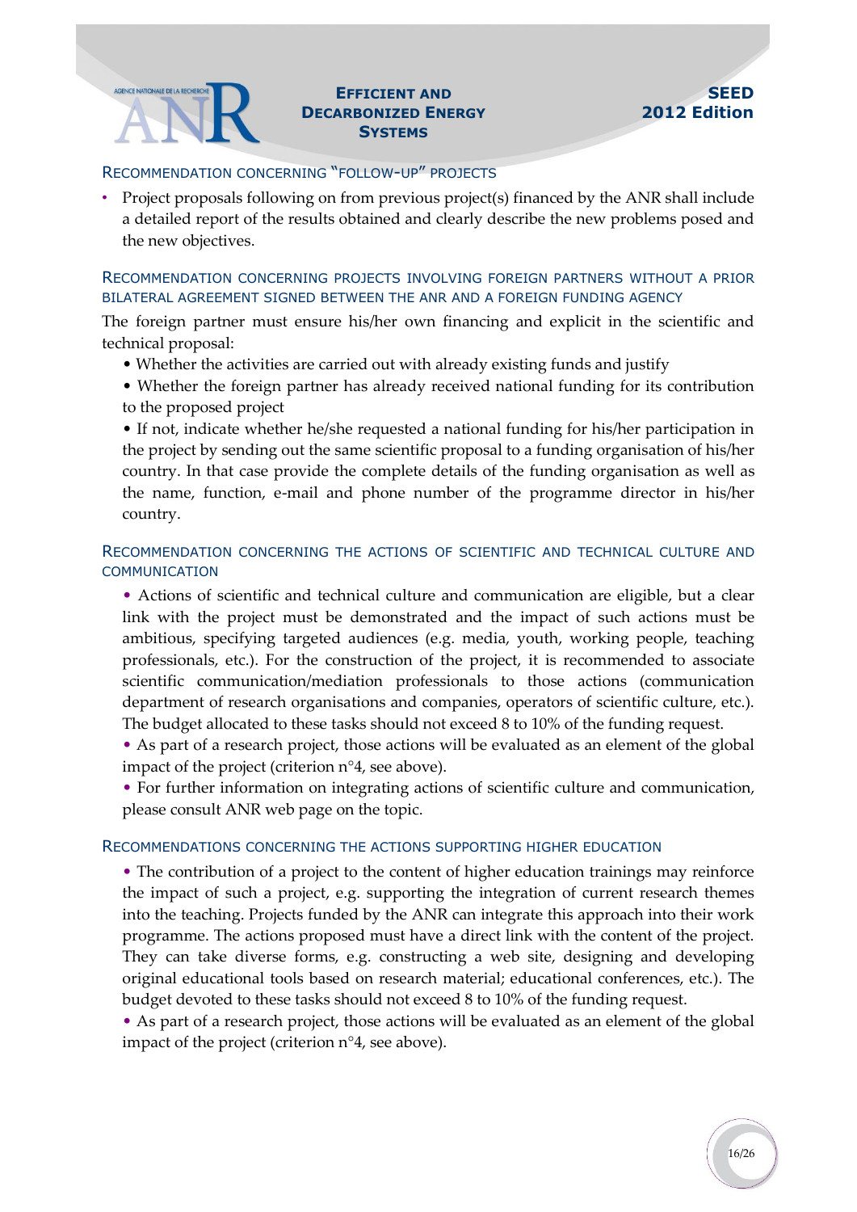### RECOMMENDATION CONCERNING "FOLLOW-UP" PROJECTS

- Project proposals following on from previous project(s) financed by the ANR shall include a detailed report of the results obtained and clearly describe the new problems posed and the new objectives.

### RECOMMENDATION CONCERNING PROJECTS INVOLVING FOREIGN PARTNERS WITHOUT A PRIOR BILATERAL AGREEMENT SIGNED BETWEEN THE ANR AND A FOREIGN FUNDING AGENCY

The foreign partner must ensure his/her own financing and explicit in the scientific and technical proposal:

- Whether the activities are carried out with already existing funds and justify
- Whether the foreign partner has already received national funding for its contribution to the proposed project
- If not, indicate whether he/she requested a national funding for his/her participation in the project by sending out the same scientific proposal to a funding organisation of his/her country. In that case provide the complete details of the funding organisation as well as the name, function, e-mail and phone number of the programme director in his/her country.

### RECOMMENDATION CONCERNING THE ACTIONS OF SCIENTIFIC AND TECHNICAL CULTURE AND COMMUNICATION

- Actions of scientific and technical culture and communication are eligible, but a clear link with the project must be demonstrated and the impact of such actions must be ambitious, specifying targeted audiences (e.g. media, youth, working people, teaching professionals, etc.). For the construction of the project, it is recommended to associate scientific communication/mediation professionals to those actions (communication department of research organisations and companies, operators of scientific culture, etc.). The budget allocated to these tasks should not exceed 8 to 10% of the funding request.
- As part of a research project, those actions will be evaluated as an element of the global impact of the project (criterion n°4, see above).
- For further information on integrating actions of scientific culture and communication, please consult ANR web page on the topic.

### RECOMMENDATIONS CONCERNING THE ACTIONS SUPPORTING HIGHER EDUCATION

- The contribution of a project to the content of higher education trainings may reinforce the impact of such a project, e.g. supporting the integration of current research themes into the teaching. Projects funded by the ANR can integrate this approach into their work programme. The actions proposed must have a direct link with the content of the project. They can take diverse forms, e.g. constructing a web site, designing and developing original educational tools based on research material; educational conferences, etc.). The budget devoted to these tasks should not exceed 8 to 10% of the funding request.
- As part of a research project, those actions will be evaluated as an element of the global impact of the project (criterion n°4, see above).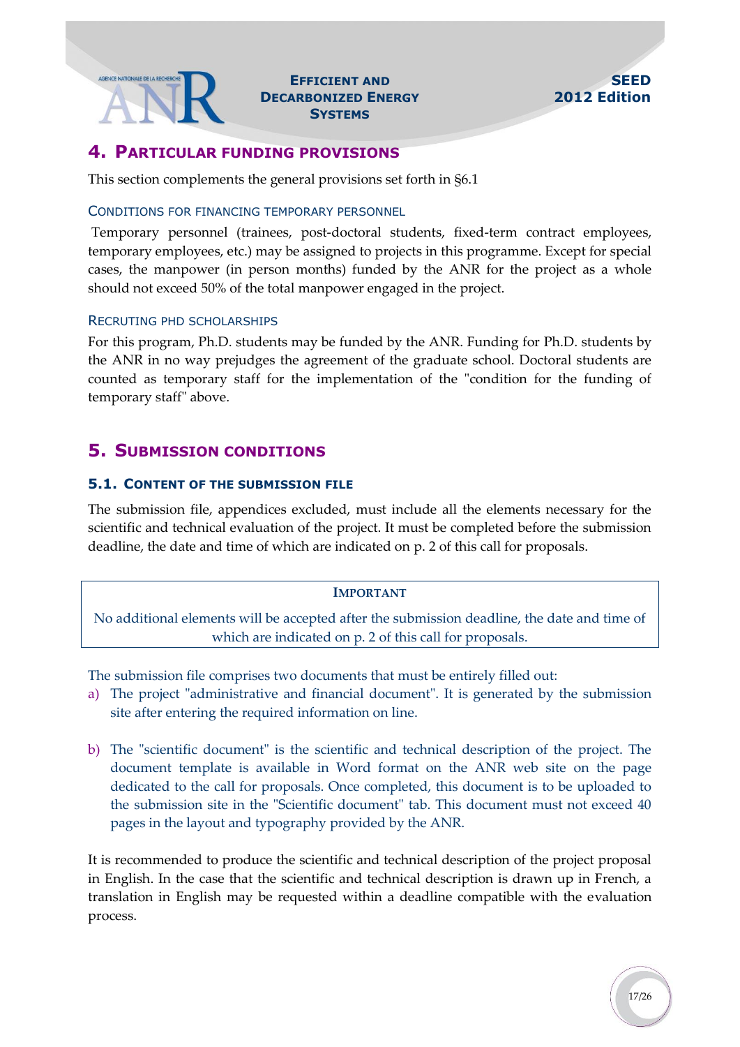## 4. Particular funding provisions

This section complements the general provisions set forth in §6.1

### Conditions for financing temporary personnel

Temporary personnel (trainees, post-doctoral students, fixed-term contract employees, temporary employees, etc.) may be assigned to projects in this programme. Except for special cases, the manpower (in person months) funded by the ANR for the project as a whole should not exceed 50% of the total manpower engaged in the project.

### Recruting PhD scholarships

For this program, Ph.D. students may be funded by the ANR. Funding for Ph.D. students by the ANR in no way prejudges the agreement of the graduate school. Doctoral students are counted as temporary staff for the implementation of the "condition for the funding of temporary staff" above.

## 5. Submission conditions

### 5.1. Content of the submission file

The submission file, appendices excluded, must include all the elements necessary for the scientific and technical evaluation of the project. It must be completed before the submission deadline, the date and time of which are indicated on p. 2 of this call for proposals.

**Important**

No additional elements will be accepted after the submission deadline, the date and time of which are indicated on p. 2 of this call for proposals.

The submission file comprises two documents that must be entirely filled out:

a) The project "administrative and financial document". It is generated by the submission site after entering the required information on line.

b) The "scientific document" is the scientific and technical description of the project. The document template is available in Word format on the ANR web site on the page dedicated to the call for proposals. Once completed, this document is to be uploaded to the submission site in the "Scientific document" tab. This document must not exceed 40 pages in the layout and typography provided by the ANR.

It is recommended to produce the scientific and technical description of the project proposal in English. In the case that the scientific and technical description is drawn up in French, a translation in English may be requested within a deadline compatible with the evaluation process.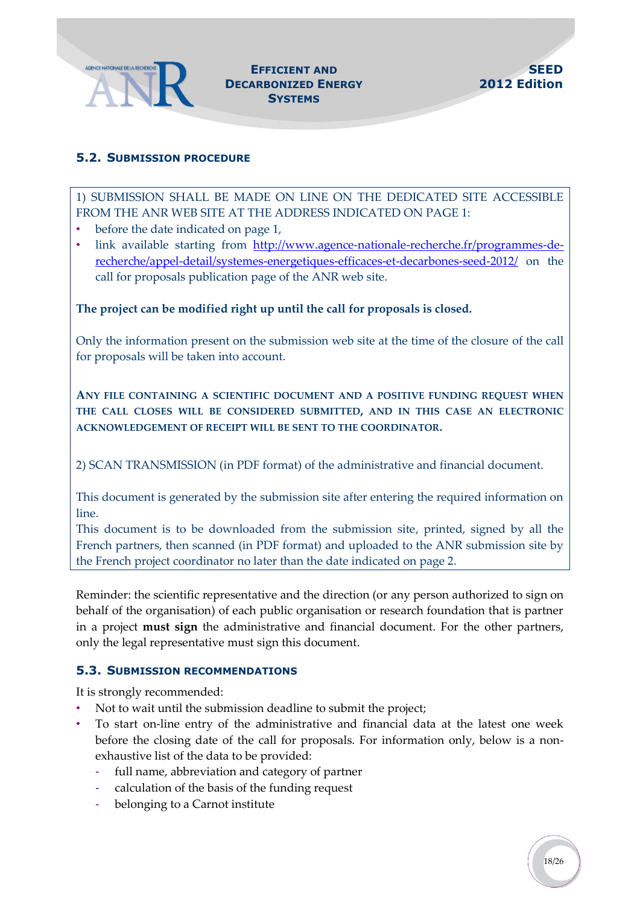### 5.2. Submission procedure

1) SUBMISSION SHALL BE MADE ON LINE ON THE DEDICATED SITE ACCESSIBLE FROM THE ANR WEB SITE AT THE ADDRESS INDICATED ON PAGE 1:

- before the date indicated on page 1,
- link available starting from http://www.agence-nationale-recherche.fr/programmes-de-recherche/appel-detail/systemes-energetiques-efficaces-et-decarbones-seed-2012/ on the call for proposals publication page of the ANR web site.

**The project can be modified right up until the call for proposals is closed.**

Only the information present on the submission web site at the time of the closure of the call for proposals will be taken into account.

**ANY FILE CONTAINING A SCIENTIFIC DOCUMENT AND A POSITIVE FUNDING REQUEST WHEN THE CALL CLOSES WILL BE CONSIDERED SUBMITTED, AND IN THIS CASE AN ELECTRONIC ACKNOWLEDGEMENT OF RECEIPT WILL BE SENT TO THE COORDINATOR.**

2) SCAN TRANSMISSION (in PDF format) of the administrative and financial document.

This document is generated by the submission site after entering the required information on line.

This document is to be downloaded from the submission site, printed, signed by all the French partners, then scanned (in PDF format) and uploaded to the ANR submission site by the French project coordinator no later than the date indicated on page 2.

Reminder: the scientific representative and the direction (or any person authorized to sign on behalf of the organisation) of each public organisation or research foundation that is partner in a project **must sign** the administrative and financial document. For the other partners, only the legal representative must sign this document.

### 5.3. Submission recommendations

It is strongly recommended:

- Not to wait until the submission deadline to submit the project;
- To start on-line entry of the administrative and financial data at the latest one week before the closing date of the call for proposals. For information only, below is a non-exhaustive list of the data to be provided:
  - full name, abbreviation and category of partner
  - calculation of the basis of the funding request
  - belonging to a Carnot institute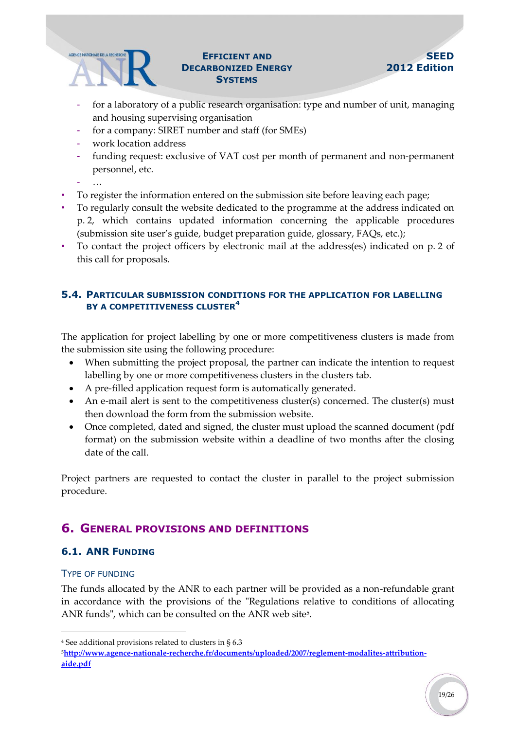- for a laboratory of a public research organisation: type and number of unit, managing and housing supervising organisation
- for a company: SIRET number and staff (for SMEs)
- work location address
- funding request: exclusive of VAT cost per month of permanent and non-permanent personnel, etc.
- …

- To register the information entered on the submission site before leaving each page;
- To regularly consult the website dedicated to the programme at the address indicated on p. 2, which contains updated information concerning the applicable procedures (submission site user's guide, budget preparation guide, glossary, FAQs, etc.);
- To contact the project officers by electronic mail at the address(es) indicated on p. 2 of this call for proposals.

### 5.4. Particular submission conditions for the application for labelling by a competitiveness cluster[4]

The application for project labelling by one or more competitiveness clusters is made from the submission site using the following procedure:

- When submitting the project proposal, the partner can indicate the intention to request labelling by one or more competitiveness clusters in the clusters tab.
- A pre-filled application request form is automatically generated.
- An e-mail alert is sent to the competitiveness cluster(s) concerned. The cluster(s) must then download the form from the submission website.
- Once completed, dated and signed, the cluster must upload the scanned document (pdf format) on the submission website within a deadline of two months after the closing date of the call.

Project partners are requested to contact the cluster in parallel to the project submission procedure.

## 6. General provisions and definitions

### 6.1. ANR Funding

#### Type of funding

The funds allocated by the ANR to each partner will be provided as a non-refundable grant in accordance with the provisions of the "Regulations relative to conditions of allocating ANR funds", which can be consulted on the ANR web site[5].

---

[4] See additional provisions related to clusters in § 6.3

[5] **http://www.agence-nationale-recherche.fr/documents/uploaded/2007/reglement-modalites-attribution-aide.pdf**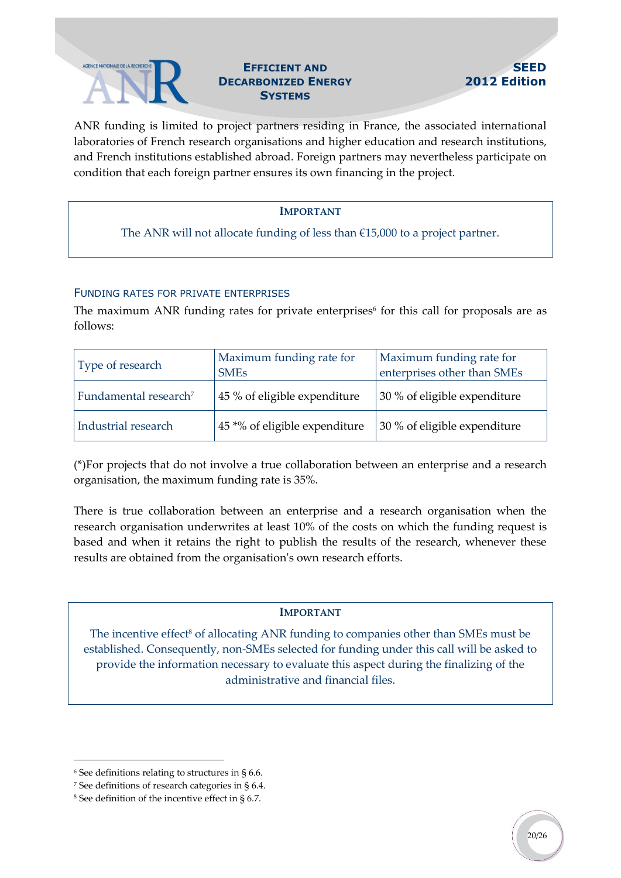ANR funding is limited to project partners residing in France, the associated international laboratories of French research organisations and higher education and research institutions, and French institutions established abroad. Foreign partners may nevertheless participate on condition that each foreign partner ensures its own financing in the project.

> **IMPORTANT**
>
> The ANR will not allocate funding of less than €15,000 to a project partner.

### FUNDING RATES FOR PRIVATE ENTERPRISES

The maximum ANR funding rates for private enterprises[6] for this call for proposals are as follows:

| Type of research | Maximum funding rate for SMEs | Maximum funding rate for enterprises other than SMEs |
|---|---|---|
| Fundamental research[7] | 45 % of eligible expenditure | 30 % of eligible expenditure |
| Industrial research | 45 *% of eligible expenditure | 30 % of eligible expenditure |

(*)For projects that do not involve a true collaboration between an enterprise and a research organisation, the maximum funding rate is 35%.

There is true collaboration between an enterprise and a research organisation when the research organisation underwrites at least 10% of the costs on which the funding request is based and when it retains the right to publish the results of the research, whenever these results are obtained from the organisation's own research efforts.

> **IMPORTANT**
>
> The incentive effect[8] of allocating ANR funding to companies other than SMEs must be established. Consequently, non-SMEs selected for funding under this call will be asked to provide the information necessary to evaluate this aspect during the finalizing of the administrative and financial files.

---

[6] See definitions relating to structures in § 6.6.

[7] See definitions of research categories in § 6.4.

[8] See definition of the incentive effect in § 6.7.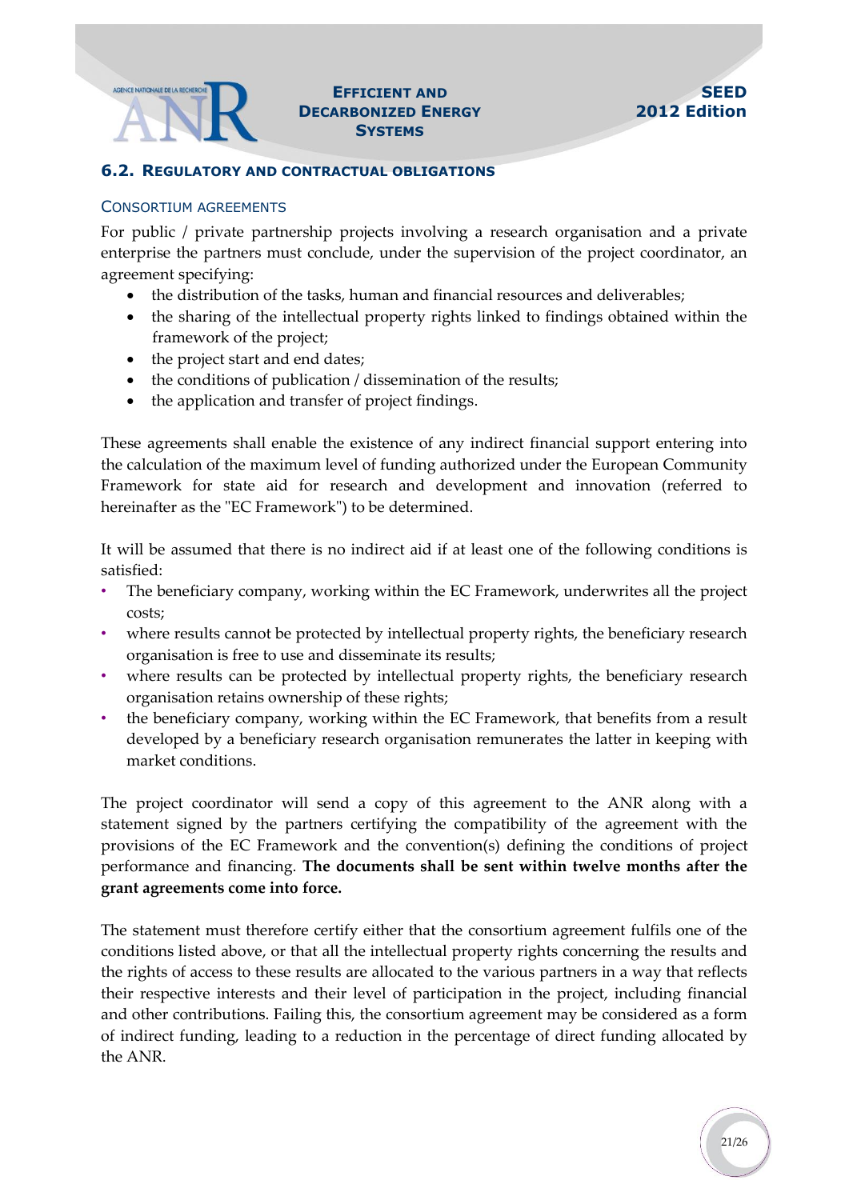## 6.2. Regulatory and contractual obligations

### Consortium agreements

For public / private partnership projects involving a research organisation and a private enterprise the partners must conclude, under the supervision of the project coordinator, an agreement specifying:

- the distribution of the tasks, human and financial resources and deliverables;
- the sharing of the intellectual property rights linked to findings obtained within the framework of the project;
- the project start and end dates;
- the conditions of publication / dissemination of the results;
- the application and transfer of project findings.

These agreements shall enable the existence of any indirect financial support entering into the calculation of the maximum level of funding authorized under the European Community Framework for state aid for research and development and innovation (referred to hereinafter as the "EC Framework") to be determined.

It will be assumed that there is no indirect aid if at least one of the following conditions is satisfied:

- The beneficiary company, working within the EC Framework, underwrites all the project costs;
- where results cannot be protected by intellectual property rights, the beneficiary research organisation is free to use and disseminate its results;
- where results can be protected by intellectual property rights, the beneficiary research organisation retains ownership of these rights;
- the beneficiary company, working within the EC Framework, that benefits from a result developed by a beneficiary research organisation remunerates the latter in keeping with market conditions.

The project coordinator will send a copy of this agreement to the ANR along with a statement signed by the partners certifying the compatibility of the agreement with the provisions of the EC Framework and the convention(s) defining the conditions of project performance and financing. **The documents shall be sent within twelve months after the grant agreements come into force.**

The statement must therefore certify either that the consortium agreement fulfils one of the conditions listed above, or that all the intellectual property rights concerning the results and the rights of access to these results are allocated to the various partners in a way that reflects their respective interests and their level of participation in the project, including financial and other contributions. Failing this, the consortium agreement may be considered as a form of indirect funding, leading to a reduction in the percentage of direct funding allocated by the ANR.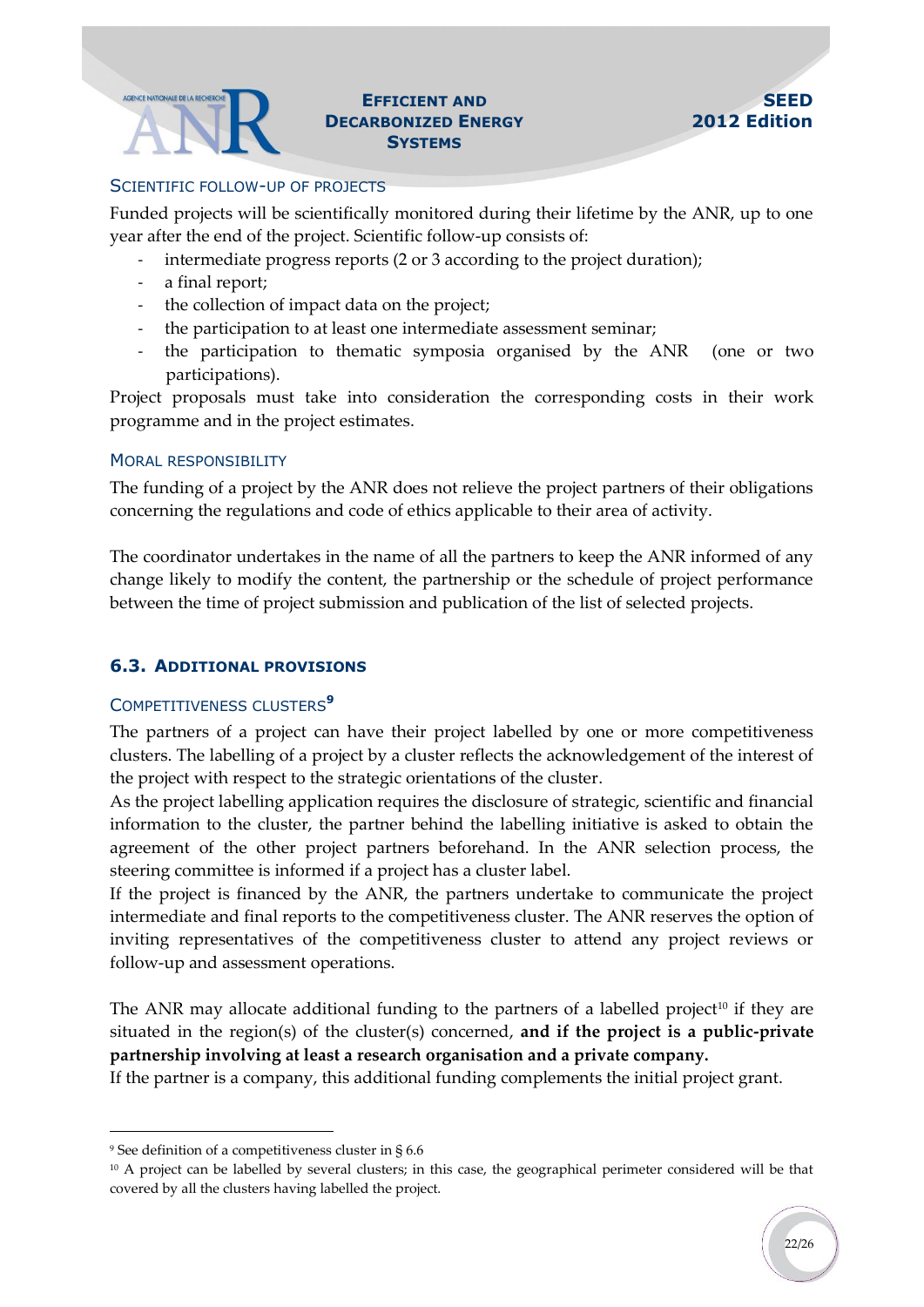### Scientific follow-up of projects

Funded projects will be scientifically monitored during their lifetime by the ANR, up to one year after the end of the project. Scientific follow-up consists of:

- intermediate progress reports (2 or 3 according to the project duration);
- a final report;
- the collection of impact data on the project;
- the participation to at least one intermediate assessment seminar;
- the participation to thematic symposia organised by the ANR (one or two participations).

Project proposals must take into consideration the corresponding costs in their work programme and in the project estimates.

### Moral responsibility

The funding of a project by the ANR does not relieve the project partners of their obligations concerning the regulations and code of ethics applicable to their area of activity.

The coordinator undertakes in the name of all the partners to keep the ANR informed of any change likely to modify the content, the partnership or the schedule of project performance between the time of project submission and publication of the list of selected projects.

## 6.3. Additional provisions

### Competitiveness clusters[9]

The partners of a project can have their project labelled by one or more competitiveness clusters. The labelling of a project by a cluster reflects the acknowledgement of the interest of the project with respect to the strategic orientations of the cluster.

As the project labelling application requires the disclosure of strategic, scientific and financial information to the cluster, the partner behind the labelling initiative is asked to obtain the agreement of the other project partners beforehand. In the ANR selection process, the steering committee is informed if a project has a cluster label.

If the project is financed by the ANR, the partners undertake to communicate the project intermediate and final reports to the competitiveness cluster. The ANR reserves the option of inviting representatives of the competitiveness cluster to attend any project reviews or follow-up and assessment operations.

The ANR may allocate additional funding to the partners of a labelled project[10] if they are situated in the region(s) of the cluster(s) concerned, **and if the project is a public-private partnership involving at least a research organisation and a private company.**

If the partner is a company, this additional funding complements the initial project grant.

---

[9] See definition of a competitiveness cluster in § 6.6

[10] A project can be labelled by several clusters; in this case, the geographical perimeter considered will be that covered by all the clusters having labelled the project.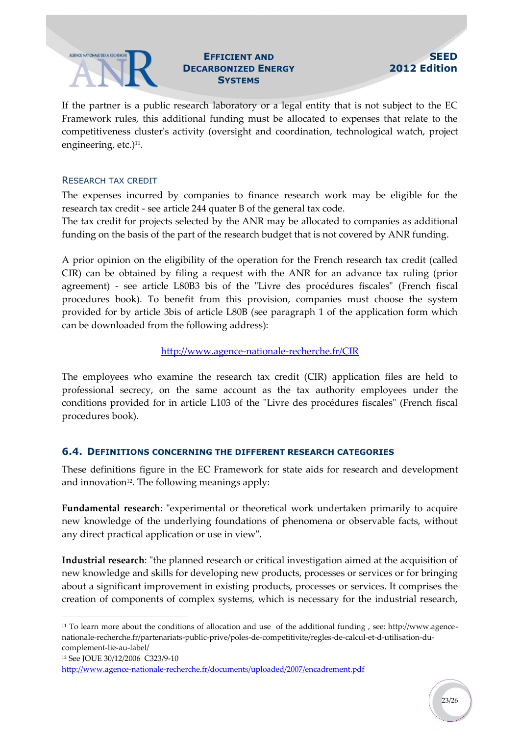If the partner is a public research laboratory or a legal entity that is not subject to the EC Framework rules, this additional funding must be allocated to expenses that relate to the competitiveness cluster's activity (oversight and coordination, technological watch, project engineering, etc.)[11].

### RESEARCH TAX CREDIT

The expenses incurred by companies to finance research work may be eligible for the research tax credit - see article 244 quater B of the general tax code.
The tax credit for projects selected by the ANR may be allocated to companies as additional funding on the basis of the part of the research budget that is not covered by ANR funding.

A prior opinion on the eligibility of the operation for the French research tax credit (called CIR) can be obtained by filing a request with the ANR for an advance tax ruling (prior agreement) - see article L80B3 bis of the "Livre des procédures fiscales" (French fiscal procedures book). To benefit from this provision, companies must choose the system provided for by article 3bis of article L80B (see paragraph 1 of the application form which can be downloaded from the following address):

http://www.agence-nationale-recherche.fr/CIR

The employees who examine the research tax credit (CIR) application files are held to professional secrecy, on the same account as the tax authority employees under the conditions provided for in article L103 of the "Livre des procédures fiscales" (French fiscal procedures book).

## 6.4. DEFINITIONS CONCERNING THE DIFFERENT RESEARCH CATEGORIES

These definitions figure in the EC Framework for state aids for research and development and innovation[12]. The following meanings apply:

**Fundamental research**: "experimental or theoretical work undertaken primarily to acquire new knowledge of the underlying foundations of phenomena or observable facts, without any direct practical application or use in view".

**Industrial research**: "the planned research or critical investigation aimed at the acquisition of new knowledge and skills for developing new products, processes or services or for bringing about a significant improvement in existing products, processes or services. It comprises the creation of components of complex systems, which is necessary for the industrial research,

---

[11] To learn more about the conditions of allocation and use of the additional funding , see: http://www.agence-nationale-recherche.fr/partenariats-public-prive/poles-de-competitivite/regles-de-calcul-et-d-utilisation-du-complement-lie-au-label/

[12] See JOUE 30/12/2006 C323/9-10
http://www.agence-nationale-recherche.fr/documents/uploaded/2007/encadrement.pdf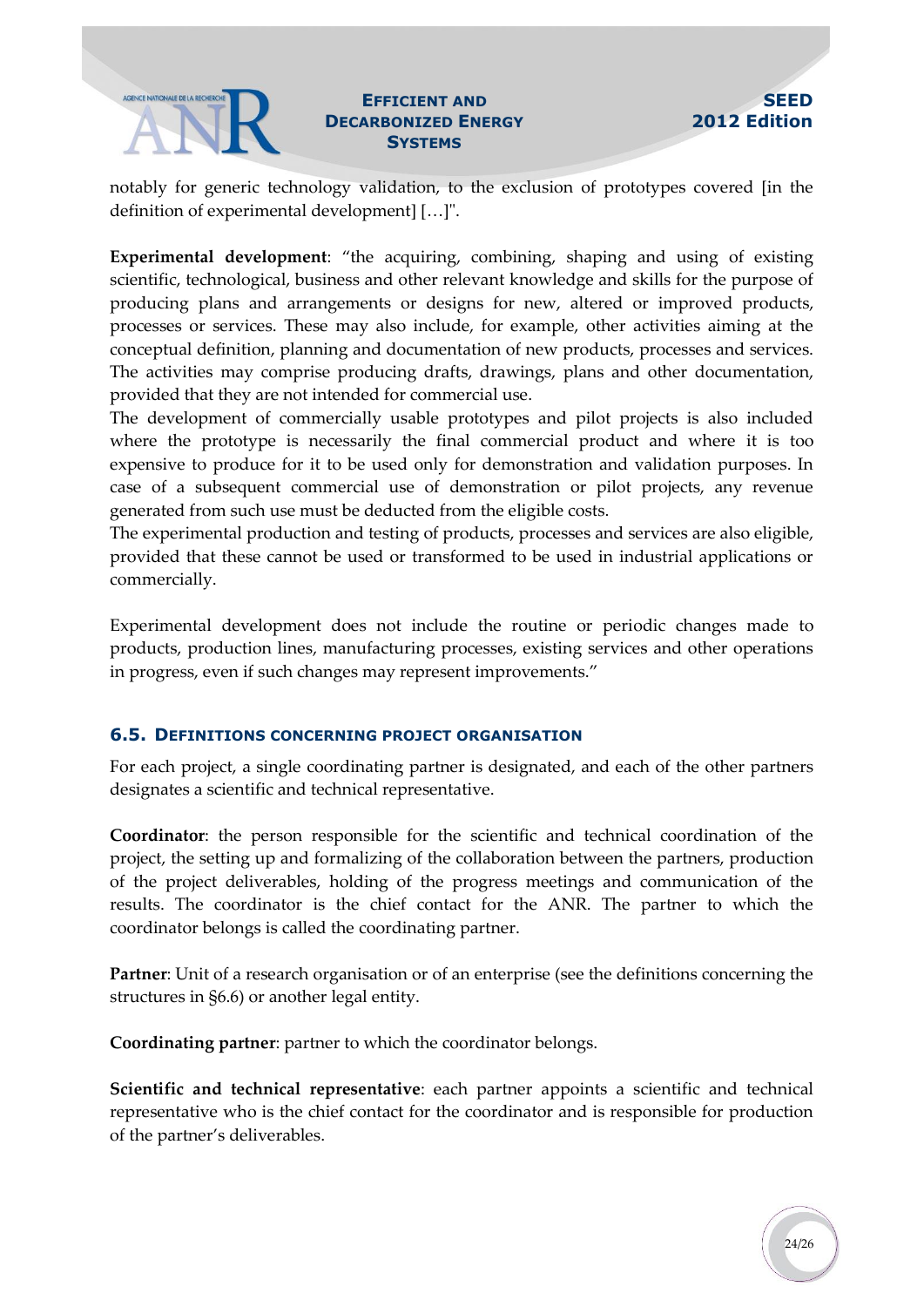notably for generic technology validation, to the exclusion of prototypes covered [in the definition of experimental development] […]".

**Experimental development**: "the acquiring, combining, shaping and using of existing scientific, technological, business and other relevant knowledge and skills for the purpose of producing plans and arrangements or designs for new, altered or improved products, processes or services. These may also include, for example, other activities aiming at the conceptual definition, planning and documentation of new products, processes and services. The activities may comprise producing drafts, drawings, plans and other documentation, provided that they are not intended for commercial use.
The development of commercially usable prototypes and pilot projects is also included where the prototype is necessarily the final commercial product and where it is too expensive to produce for it to be used only for demonstration and validation purposes. In case of a subsequent commercial use of demonstration or pilot projects, any revenue generated from such use must be deducted from the eligible costs.
The experimental production and testing of products, processes and services are also eligible, provided that these cannot be used or transformed to be used in industrial applications or commercially.

Experimental development does not include the routine or periodic changes made to products, production lines, manufacturing processes, existing services and other operations in progress, even if such changes may represent improvements."

## 6.5. Definitions concerning project organisation

For each project, a single coordinating partner is designated, and each of the other partners designates a scientific and technical representative.

**Coordinator**: the person responsible for the scientific and technical coordination of the project, the setting up and formalizing of the collaboration between the partners, production of the project deliverables, holding of the progress meetings and communication of the results. The coordinator is the chief contact for the ANR. The partner to which the coordinator belongs is called the coordinating partner.

**Partner**: Unit of a research organisation or of an enterprise (see the definitions concerning the structures in §6.6) or another legal entity.

**Coordinating partner**: partner to which the coordinator belongs.

**Scientific and technical representative**: each partner appoints a scientific and technical representative who is the chief contact for the coordinator and is responsible for production of the partner's deliverables.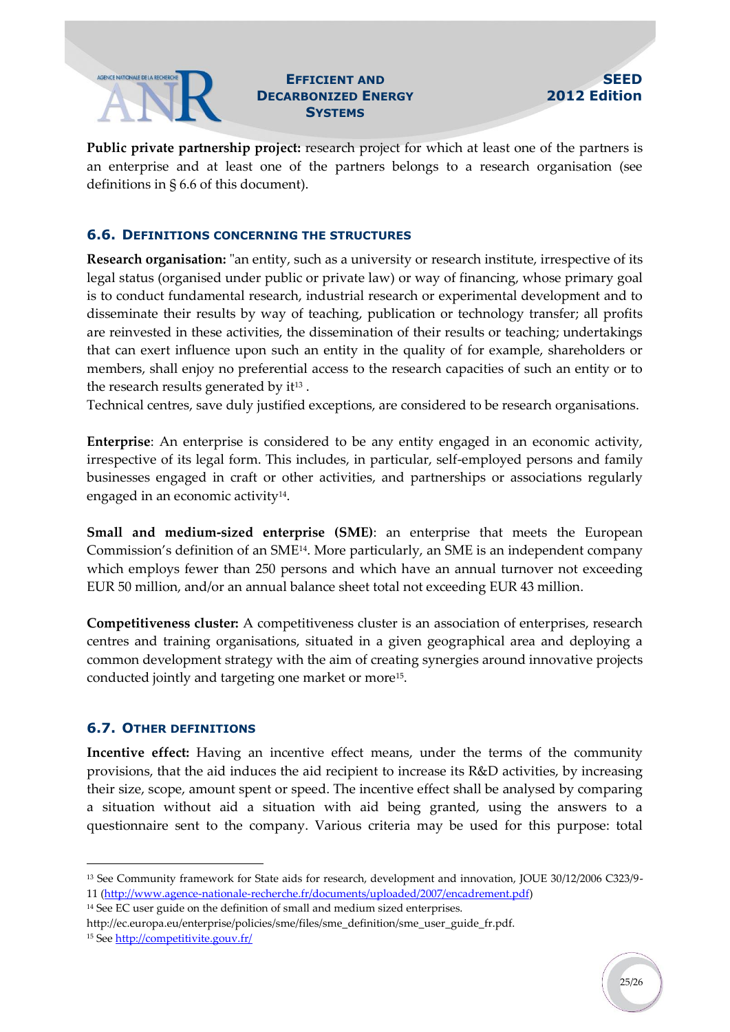**Public private partnership project:** research project for which at least one of the partners is an enterprise and at least one of the partners belongs to a research organisation (see definitions in § 6.6 of this document).

## 6.6. Definitions concerning the structures

**Research organisation:** "an entity, such as a university or research institute, irrespective of its legal status (organised under public or private law) or way of financing, whose primary goal is to conduct fundamental research, industrial research or experimental development and to disseminate their results by way of teaching, publication or technology transfer; all profits are reinvested in these activities, the dissemination of their results or teaching; undertakings that can exert influence upon such an entity in the quality of for example, shareholders or members, shall enjoy no preferential access to the research capacities of such an entity or to the research results generated by it[13] .

Technical centres, save duly justified exceptions, are considered to be research organisations.

**Enterprise**: An enterprise is considered to be any entity engaged in an economic activity, irrespective of its legal form. This includes, in particular, self-employed persons and family businesses engaged in craft or other activities, and partnerships or associations regularly engaged in an economic activity[14].

**Small and medium-sized enterprise (SME)**: an enterprise that meets the European Commission's definition of an SME[14]. More particularly, an SME is an independent company which employs fewer than 250 persons and which have an annual turnover not exceeding EUR 50 million, and/or an annual balance sheet total not exceeding EUR 43 million.

**Competitiveness cluster:** A competitiveness cluster is an association of enterprises, research centres and training organisations, situated in a given geographical area and deploying a common development strategy with the aim of creating synergies around innovative projects conducted jointly and targeting one market or more[15].

## 6.7. Other definitions

**Incentive effect:** Having an incentive effect means, under the terms of the community provisions, that the aid induces the aid recipient to increase its R&D activities, by increasing their size, scope, amount spent or speed. The incentive effect shall be analysed by comparing a situation without aid a situation with aid being granted, using the answers to a questionnaire sent to the company. Various criteria may be used for this purpose: total

---

[13] See Community framework for State aids for research, development and innovation, JOUE 30/12/2006 C323/9-11 (http://www.agence-nationale-recherche.fr/documents/uploaded/2007/encadrement.pdf)

[14] See EC user guide on the definition of small and medium sized enterprises.
http://ec.europa.eu/enterprise/policies/sme/files/sme_definition/sme_user_guide_fr.pdf.

[15] See http://competitivite.gouv.fr/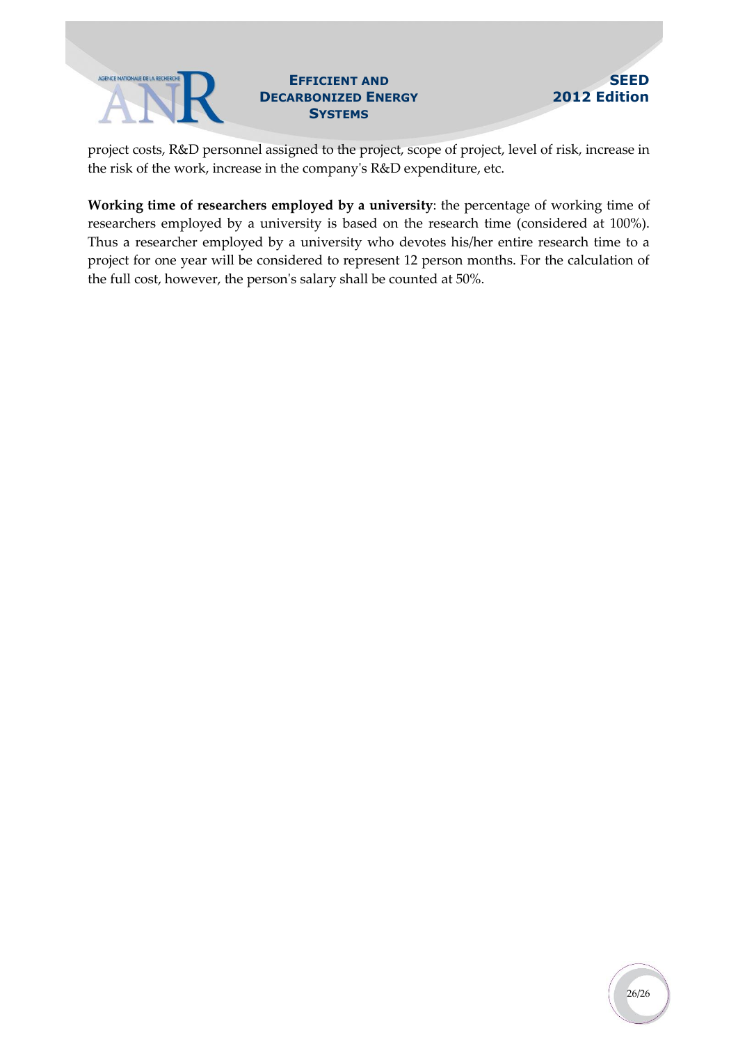project costs, R&D personnel assigned to the project, scope of project, level of risk, increase in the risk of the work, increase in the company's R&D expenditure, etc.

**Working time of researchers employed by a university**: the percentage of working time of researchers employed by a university is based on the research time (considered at 100%). Thus a researcher employed by a university who devotes his/her entire research time to a project for one year will be considered to represent 12 person months. For the calculation of the full cost, however, the person's salary shall be counted at 50%.